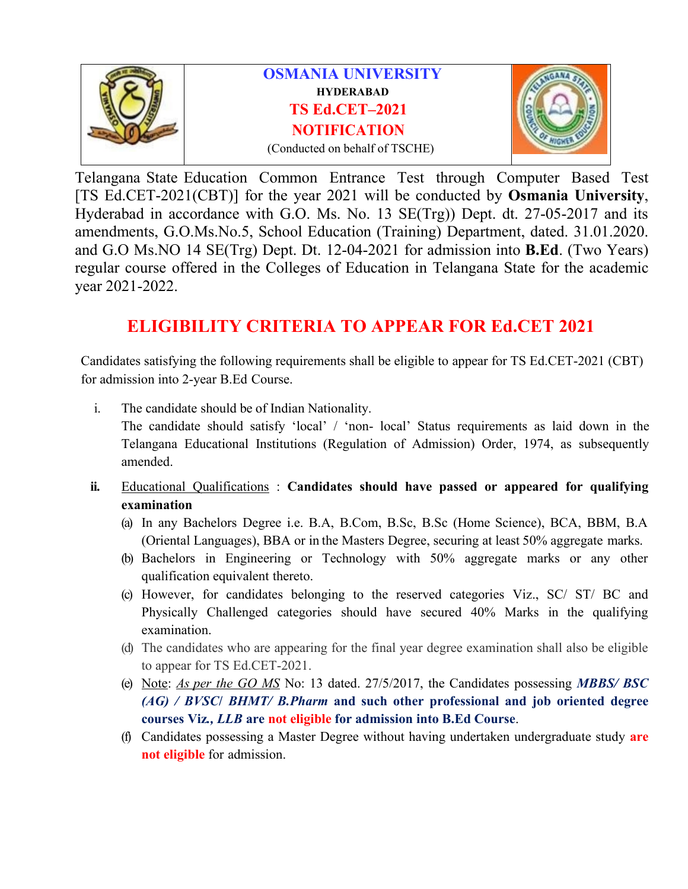# OSMANIA UNIVERSITY

**HYDERABAD**

**TS Ed.CET–2021**

**NOTIFICATION**

(Conducted on behalf of TSCHE)

Telangana State Education Common Entrance Test through Computer Based Test [TS Ed.CET-2021(CBT)] for the year 2021 will be conducted by **Osmania University**, Hyderabad in accordance with G.O. Ms. No. 13 SE(Trg)) Dept. dt. 27-05-2017 and its amendments, G.O.Ms.No.5, School Education (Training) Department, dated. 31.01.2020. and G.O Ms.NO 14 SE(Trg) Dept. Dt. 12-04-2021 for admission into **B.Ed**. (Two Years) regular course offered in the Colleges of Education in Telangana State for the academic year 2021-2022.

## ELIGIBILITY CRITERIA TO APPEAR FOR Ed.CET 2021

Candidates satisfying the following requirements shall be eligible to appear for TS Ed.CET-2021 (CBT) for admission into 2-year B.Ed Course.

i. The candidate should be of Indian Nationality.
   The candidate should satisfy 'local' / 'non- local' Status requirements as laid down in the Telangana Educational Institutions (Regulation of Admission) Order, 1974, as subsequently amended.

**ii.** Educational Qualifications : **Candidates should have passed or appeared for qualifying examination**

   (a) In any Bachelors Degree i.e. B.A, B.Com, B.Sc, B.Sc (Home Science), BCA, BBM, B.A (Oriental Languages), BBA or in the Masters Degree, securing at least 50% aggregate marks.

   (b) Bachelors in Engineering or Technology with 50% aggregate marks or any other qualification equivalent thereto.

   (c) However, for candidates belonging to the reserved categories Viz., SC/ ST/ BC and Physically Challenged categories should have secured 40% Marks in the qualifying examination.

   (d) The candidates who are appearing for the final year degree examination shall also be eligible to appear for TS Ed.CET-2021.

   (e) Note: *As per the GO MS* No: 13 dated. 27/5/2017, the Candidates possessing ***MBBS/ BSC (AG) / BVSC/ BHMT/ B.Pharm*** **and such other professional and job oriented degree courses Viz.,** ***LLB*** **are not eligible for admission into B.Ed Course**.

   (f) Candidates possessing a Master Degree without having undertaken undergraduate study **are not eligible** for admission.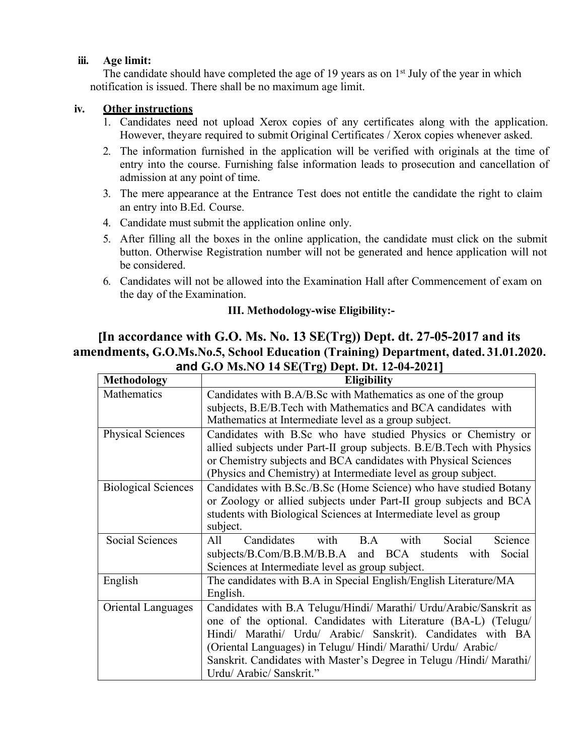**iii. Age limit:**

The candidate should have completed the age of 19 years as on 1st July of the year in which notification is issued. There shall be no maximum age limit.

**iv. Other instructions**

1. Candidates need not upload Xerox copies of any certificates along with the application. However, theyare required to submit Original Certificates / Xerox copies whenever asked.
2. The information furnished in the application will be verified with originals at the time of entry into the course. Furnishing false information leads to prosecution and cancellation of admission at any point of time.
3. The mere appearance at the Entrance Test does not entitle the candidate the right to claim an entry into B.Ed. Course.
4. Candidate must submit the application online only.
5. After filling all the boxes in the online application, the candidate must click on the submit button. Otherwise Registration number will not be generated and hence application will not be considered.
6. Candidates will not be allowed into the Examination Hall after Commencement of exam on the day of the Examination.

**III. Methodology-wise Eligibility:-**

## [In accordance with G.O. Ms. No. 13 SE(Trg)) Dept. dt. 27-05-2017 and its amendments, G.O.Ms.No.5, School Education (Training) Department, dated. 31.01.2020. and G.O Ms.NO 14 SE(Trg) Dept. Dt. 12-04-2021]

| Methodology | Eligibility |
|---|---|
| Mathematics | Candidates with B.A/B.Sc with Mathematics as one of the group subjects, B.E/B.Tech with Mathematics and BCA candidates with Mathematics at Intermediate level as a group subject. |
| Physical Sciences | Candidates with B.Sc who have studied Physics or Chemistry or allied subjects under Part-II group subjects. B.E/B.Tech with Physics or Chemistry subjects and BCA candidates with Physical Sciences (Physics and Chemistry) at Intermediate level as group subject. |
| Biological Sciences | Candidates with B.Sc./B.Sc (Home Science) who have studied Botany or Zoology or allied subjects under Part-II group subjects and BCA students with Biological Sciences at Intermediate level as group subject. |
| Social Sciences | All Candidates with B.A with Social Science subjects/B.Com/B.B.M/B.B.A and BCA students with Social Sciences at Intermediate level as group subject. |
| English | The candidates with B.A in Special English/English Literature/MA English. |
| Oriental Languages | Candidates with B.A Telugu/Hindi/ Marathi/ Urdu/Arabic/Sanskrit as one of the optional. Candidates with Literature (BA-L) (Telugu/ Hindi/ Marathi/ Urdu/ Arabic/ Sanskrit). Candidates with BA (Oriental Languages) in Telugu/ Hindi/ Marathi/ Urdu/ Arabic/ Sanskrit. Candidates with Master's Degree in Telugu /Hindi/ Marathi/ Urdu/ Arabic/ Sanskrit." |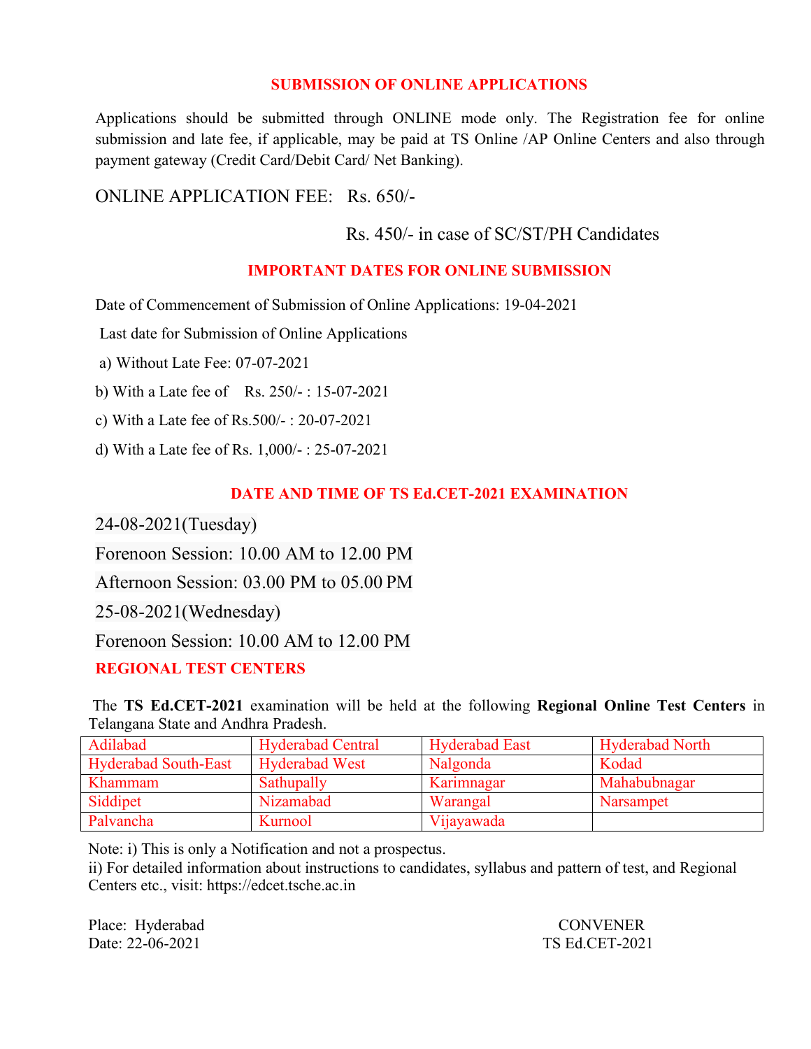## SUBMISSION OF ONLINE APPLICATIONS

Applications should be submitted through ONLINE mode only. The Registration fee for online submission and late fee, if applicable, may be paid at TS Online /AP Online Centers and also through payment gateway (Credit Card/Debit Card/ Net Banking).

ONLINE APPLICATION FEE: Rs. 650/-

Rs. 450/- in case of SC/ST/PH Candidates

## IMPORTANT DATES FOR ONLINE SUBMISSION

Date of Commencement of Submission of Online Applications: 19-04-2021

Last date for Submission of Online Applications

a) Without Late Fee: 07-07-2021

b) With a Late fee of Rs. 250/- : 15-07-2021

c) With a Late fee of Rs.500/- : 20-07-2021

d) With a Late fee of Rs. 1,000/- : 25-07-2021

## DATE AND TIME OF TS Ed.CET-2021 EXAMINATION

24-08-2021(Tuesday)

Forenoon Session: 10.00 AM to 12.00 PM

Afternoon Session: 03.00 PM to 05.00 PM

25-08-2021(Wednesday)

Forenoon Session: 10.00 AM to 12.00 PM

## REGIONAL TEST CENTERS

The **TS Ed.CET-2021** examination will be held at the following **Regional Online Test Centers** in Telangana State and Andhra Pradesh.

| | | | |
|---|---|---|---|
| Adilabad | Hyderabad Central | Hyderabad East | Hyderabad North |
| Hyderabad South-East | Hyderabad West | Nalgonda | Kodad |
| Khammam | Sathupally | Karimnagar | Mahabubnagar |
| Siddipet | Nizamabad | Warangal | Narsampet |
| Palvancha | Kurnool | Vijayawada | |

Note: i) This is only a Notification and not a prospectus.
ii) For detailed information about instructions to candidates, syllabus and pattern of test, and Regional Centers etc., visit: https://edcet.tsche.ac.in

Place: Hyderabad
Date: 22-06-2021

CONVENER
TS Ed.CET-2021